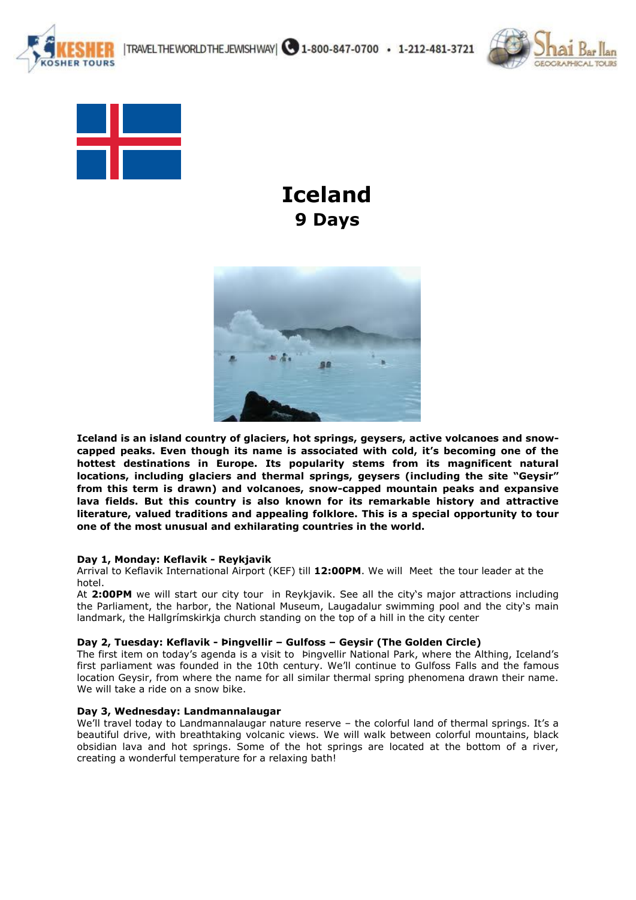# Iceland

## 9 Days

**Iceland is an island country of glaciers, hot springs, geysers, active volcanoes and snow-capped peaks. Even though its name is associated with cold, it's becoming one of the hottest destinations in Europe. Its popularity stems from its magnificent natural locations, including glaciers and thermal springs, geysers (including the site "Geysir" from this term is drawn) and volcanoes, snow-capped mountain peaks and expansive lava fields. But this country is also known for its remarkable history and attractive literature, valued traditions and appealing folklore. This is a special opportunity to tour one of the most unusual and exhilarating countries in the world.**

**Day 1, Monday: Keflavik - Reykjavik**
Arrival to Keflavik International Airport (KEF) till **12:00PM**. We will Meet the tour leader at the hotel.
At **2:00PM** we will start our city tour in Reykjavik. See all the city's major attractions including the Parliament, the harbor, the National Museum, Laugadalur swimming pool and the city's main landmark, the Hallgrímskirkja church standing on the top of a hill in the city center

**Day 2, Tuesday: Keflavik - Þingvellir – Gulfoss – Geysir (The Golden Circle)**
The first item on today's agenda is a visit to Þingvellir National Park, where the Althing, Iceland's first parliament was founded in the 10th century. We'll continue to Gulfoss Falls and the famous location Geysir, from where the name for all similar thermal spring phenomena drawn their name. We will take a ride on a snow bike.

**Day 3, Wednesday: Landmannalaugar**
We'll travel today to Landmannalaugar nature reserve – the colorful land of thermal springs. It's a beautiful drive, with breathtaking volcanic views. We will walk between colorful mountains, black obsidian lava and hot springs. Some of the hot springs are located at the bottom of a river, creating a wonderful temperature for a relaxing bath!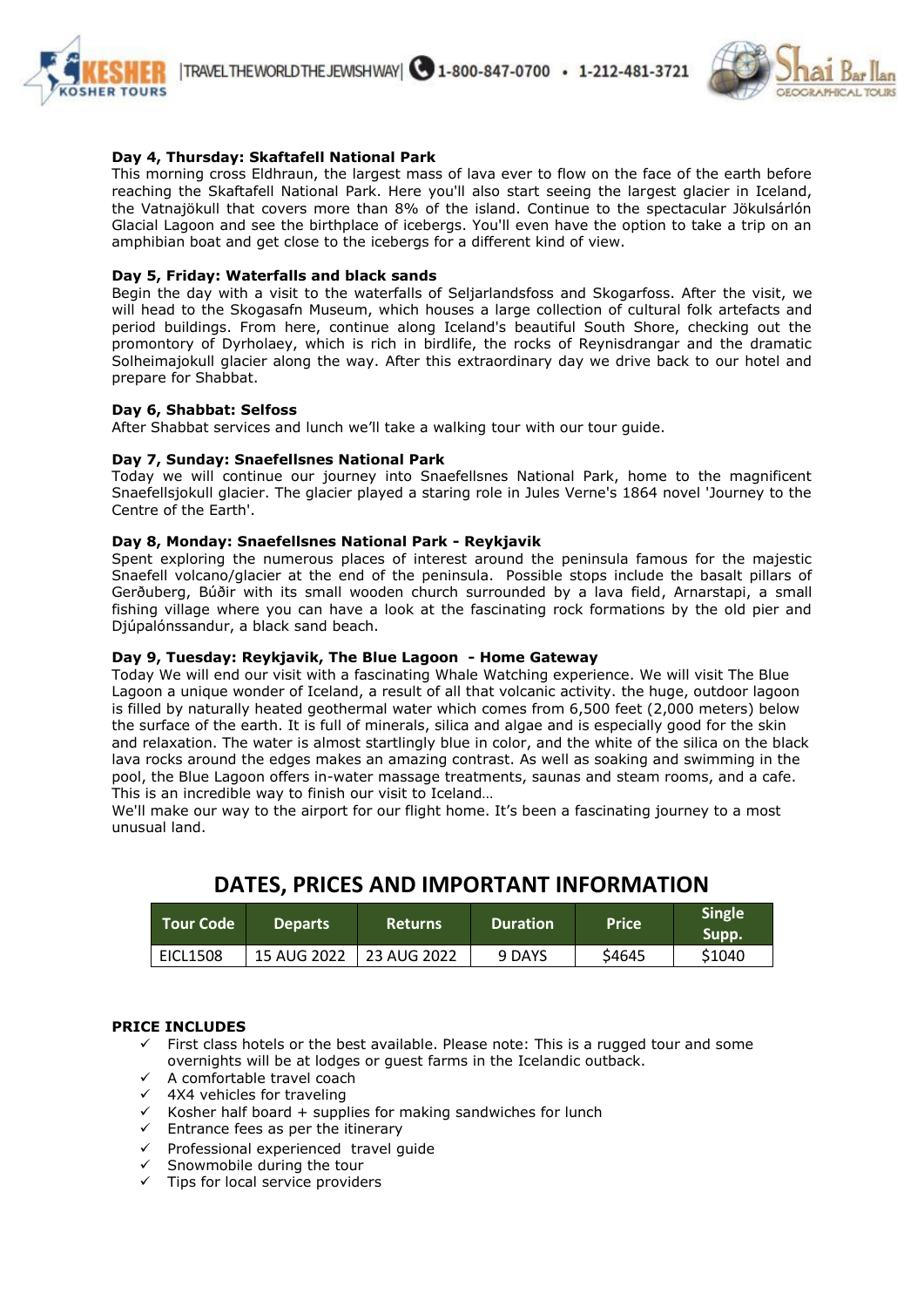**Day 4, Thursday: Skaftafell National Park**
This morning cross Eldhraun, the largest mass of lava ever to flow on the face of the earth before reaching the Skaftafell National Park. Here you'll also start seeing the largest glacier in Iceland, the Vatnajökull that covers more than 8% of the island. Continue to the spectacular Jökulsárlón Glacial Lagoon and see the birthplace of icebergs. You'll even have the option to take a trip on an amphibian boat and get close to the icebergs for a different kind of view.

**Day 5, Friday: Waterfalls and black sands**
Begin the day with a visit to the waterfalls of Seljarlandsfoss and Skogarfoss. After the visit, we will head to the Skogasafn Museum, which houses a large collection of cultural folk artefacts and period buildings. From here, continue along Iceland's beautiful South Shore, checking out the promontory of Dyrholaey, which is rich in birdlife, the rocks of Reynisdrangar and the dramatic Solheimajokull glacier along the way. After this extraordinary day we drive back to our hotel and prepare for Shabbat.

**Day 6, Shabbat: Selfoss**
After Shabbat services and lunch we'll take a walking tour with our tour guide.

**Day 7, Sunday: Snaefellsnes National Park**
Today we will continue our journey into Snaefellsnes National Park, home to the magnificent Snaefellsjokull glacier. The glacier played a staring role in Jules Verne's 1864 novel 'Journey to the Centre of the Earth'.

**Day 8, Monday: Snaefellsnes National Park - Reykjavik**
Spent exploring the numerous places of interest around the peninsula famous for the majestic Snaefell volcano/glacier at the end of the peninsula. Possible stops include the basalt pillars of Gerðuberg, Búðir with its small wooden church surrounded by a lava field, Arnarstapi, a small fishing village where you can have a look at the fascinating rock formations by the old pier and Djúpalónssandur, a black sand beach.

**Day 9, Tuesday: Reykjavik, The Blue Lagoon - Home Gateway**
Today We will end our visit with a fascinating Whale Watching experience. We will visit The Blue Lagoon a unique wonder of Iceland, a result of all that volcanic activity. the huge, outdoor lagoon is filled by naturally heated geothermal water which comes from 6,500 feet (2,000 meters) below the surface of the earth. It is full of minerals, silica and algae and is especially good for the skin and relaxation. The water is almost startlingly blue in color, and the white of the silica on the black lava rocks around the edges makes an amazing contrast. As well as soaking and swimming in the pool, the Blue Lagoon offers in-water massage treatments, saunas and steam rooms, and a cafe. This is an incredible way to finish our visit to Iceland…
We'll make our way to the airport for our flight home. It's been a fascinating journey to a most unusual land.

## DATES, PRICES AND IMPORTANT INFORMATION

| Tour Code | Departs | Returns | Duration | Price | Single Supp. |
|---|---|---|---|---|---|
| EICL1508 | 15 AUG 2022 | 23 AUG 2022 | 9 DAYS | $4645 | $1040 |

**PRICE INCLUDES**
- ✓ First class hotels or the best available. Please note: This is a rugged tour and some overnights will be at lodges or guest farms in the Icelandic outback.
- ✓ A comfortable travel coach
- ✓ 4X4 vehicles for traveling
- ✓ Kosher half board + supplies for making sandwiches for lunch
- ✓ Entrance fees as per the itinerary
- ✓ Professional experienced travel guide
- ✓ Snowmobile during the tour
- ✓ Tips for local service providers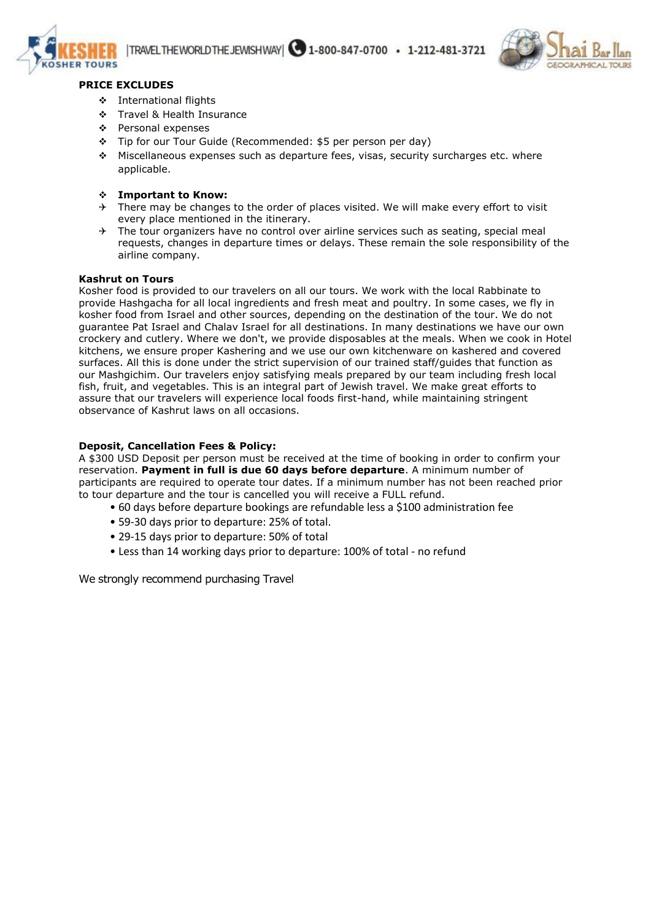**PRICE EXCLUDES**

- International flights
- Travel & Health Insurance
- Personal expenses
- Tip for our Tour Guide (Recommended: $5 per person per day)
- Miscellaneous expenses such as departure fees, visas, security surcharges etc. where applicable.

- **Important to Know:**
- There may be changes to the order of places visited. We will make every effort to visit every place mentioned in the itinerary.
- The tour organizers have no control over airline services such as seating, special meal requests, changes in departure times or delays. These remain the sole responsibility of the airline company.

**Kashrut on Tours**

Kosher food is provided to our travelers on all our tours. We work with the local Rabbinate to provide Hashgacha for all local ingredients and fresh meat and poultry. In some cases, we fly in kosher food from Israel and other sources, depending on the destination of the tour. We do not guarantee Pat Israel and Chalav Israel for all destinations. In many destinations we have our own crockery and cutlery. Where we don't, we provide disposables at the meals. When we cook in Hotel kitchens, we ensure proper Kashering and we use our own kitchenware on kashered and covered surfaces. All this is done under the strict supervision of our trained staff/guides that function as our Mashgichim. Our travelers enjoy satisfying meals prepared by our team including fresh local fish, fruit, and vegetables. This is an integral part of Jewish travel. We make great efforts to assure that our travelers will experience local foods first-hand, while maintaining stringent observance of Kashrut laws on all occasions.

**Deposit, Cancellation Fees & Policy:**

A $300 USD Deposit per person must be received at the time of booking in order to confirm your reservation. **Payment in full is due 60 days before departure**. A minimum number of participants are required to operate tour dates. If a minimum number has not been reached prior to tour departure and the tour is cancelled you will receive a FULL refund.

- 60 days before departure bookings are refundable less a $100 administration fee
- 59-30 days prior to departure: 25% of total.
- 29-15 days prior to departure: 50% of total
- Less than 14 working days prior to departure: 100% of total - no refund

We strongly recommend purchasing Travel